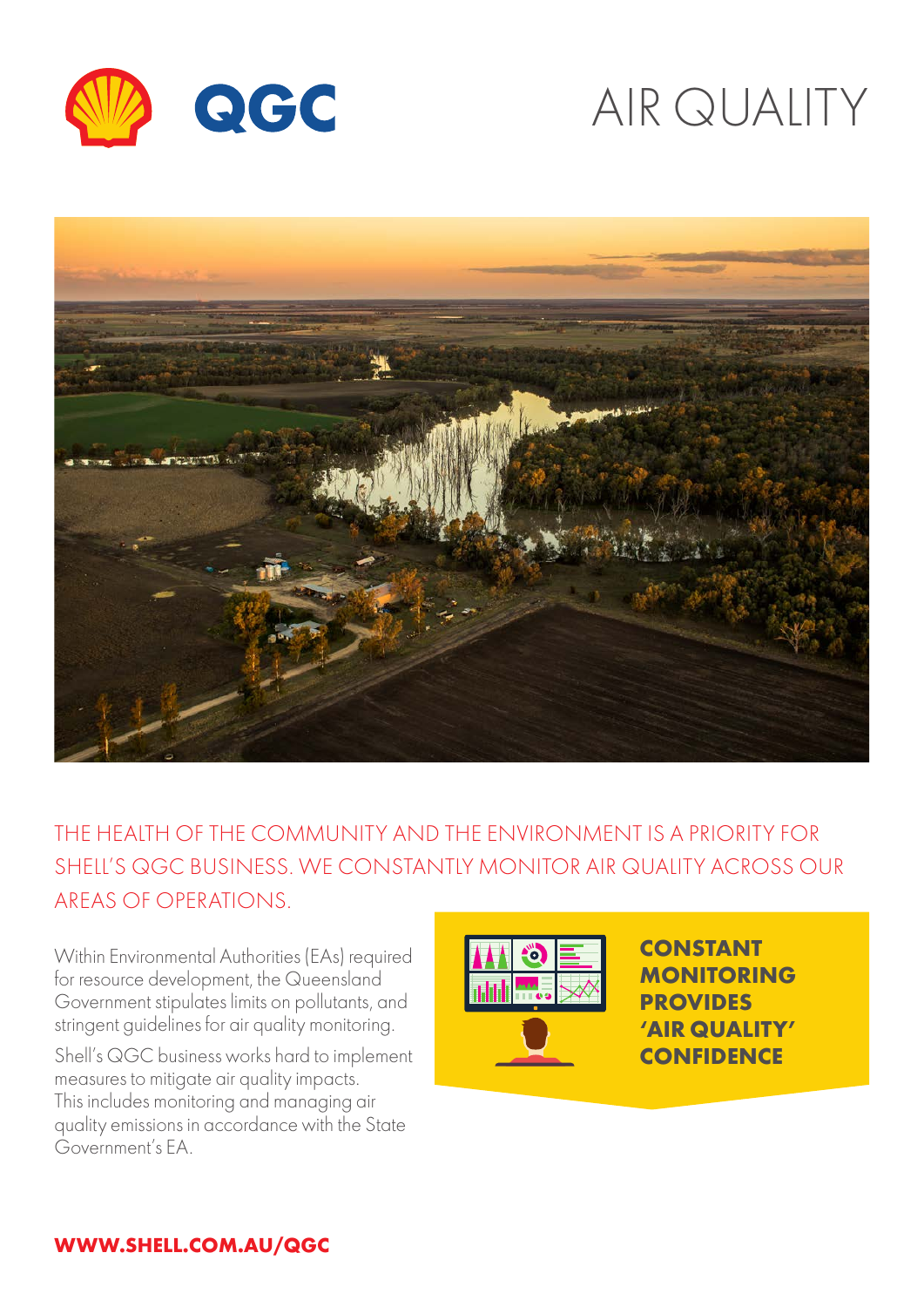# AIR QUALITY

THE HEALTH OF THE COMMUNITY AND THE ENVIRONMENT IS A PRIORITY FOR SHELL'S QGC BUSINESS. WE CONSTANTLY MONITOR AIR QUALITY ACROSS OUR AREAS OF OPERATIONS.

Within Environmental Authorities (EAs) required for resource development, the Queensland Government stipulates limits on pollutants, and stringent guidelines for air quality monitoring.

Shell's QGC business works hard to implement measures to mitigate air quality impacts. This includes monitoring and managing air quality emissions in accordance with the State Government's EA.

**CONSTANT MONITORING PROVIDES 'AIR QUALITY' CONFIDENCE**

**WWW.SHELL.COM.AU/QGC**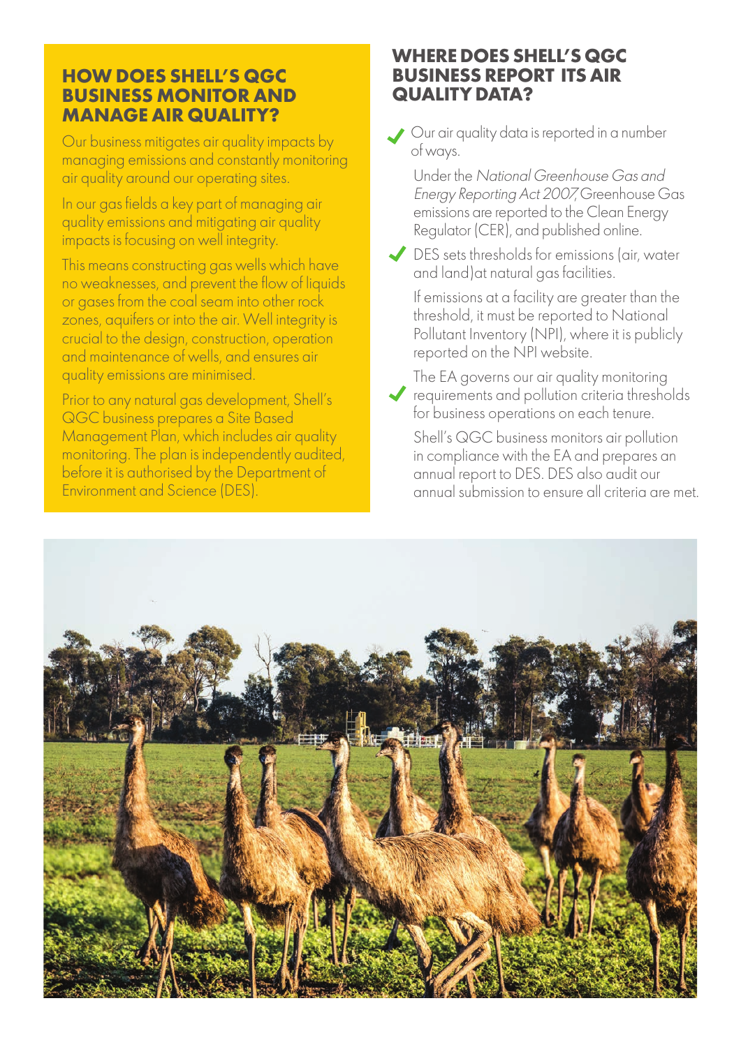## HOW DOES SHELL'S QGC BUSINESS MONITOR AND MANAGE AIR QUALITY?

Our business mitigates air quality impacts by managing emissions and constantly monitoring air quality around our operating sites.

In our gas fields a key part of managing air quality emissions and mitigating air quality impacts is focusing on well integrity.

This means constructing gas wells which have no weaknesses, and prevent the flow of liquids or gases from the coal seam into other rock zones, aquifers or into the air. Well integrity is crucial to the design, construction, operation and maintenance of wells, and ensures air quality emissions are minimised.

Prior to any natural gas development, Shell's QGC business prepares a Site Based Management Plan, which includes air quality monitoring. The plan is independently audited, before it is authorised by the Department of Environment and Science (DES).

## WHERE DOES SHELL'S QGC BUSINESS REPORT ITS AIR QUALITY DATA?

- Our air quality data is reported in a number of ways.

  Under the *National Greenhouse Gas and Energy Reporting Act 2007*, Greenhouse Gas emissions are reported to the Clean Energy Regulator (CER), and published online.

- DES sets thresholds for emissions (air, water and land)at natural gas facilities.

  If emissions at a facility are greater than the threshold, it must be reported to National Pollutant Inventory (NPI), where it is publicly reported on the NPI website.

- The EA governs our air quality monitoring requirements and pollution criteria thresholds for business operations on each tenure.

  Shell's QGC business monitors air pollution in compliance with the EA and prepares an annual report to DES. DES also audit our annual submission to ensure all criteria are met.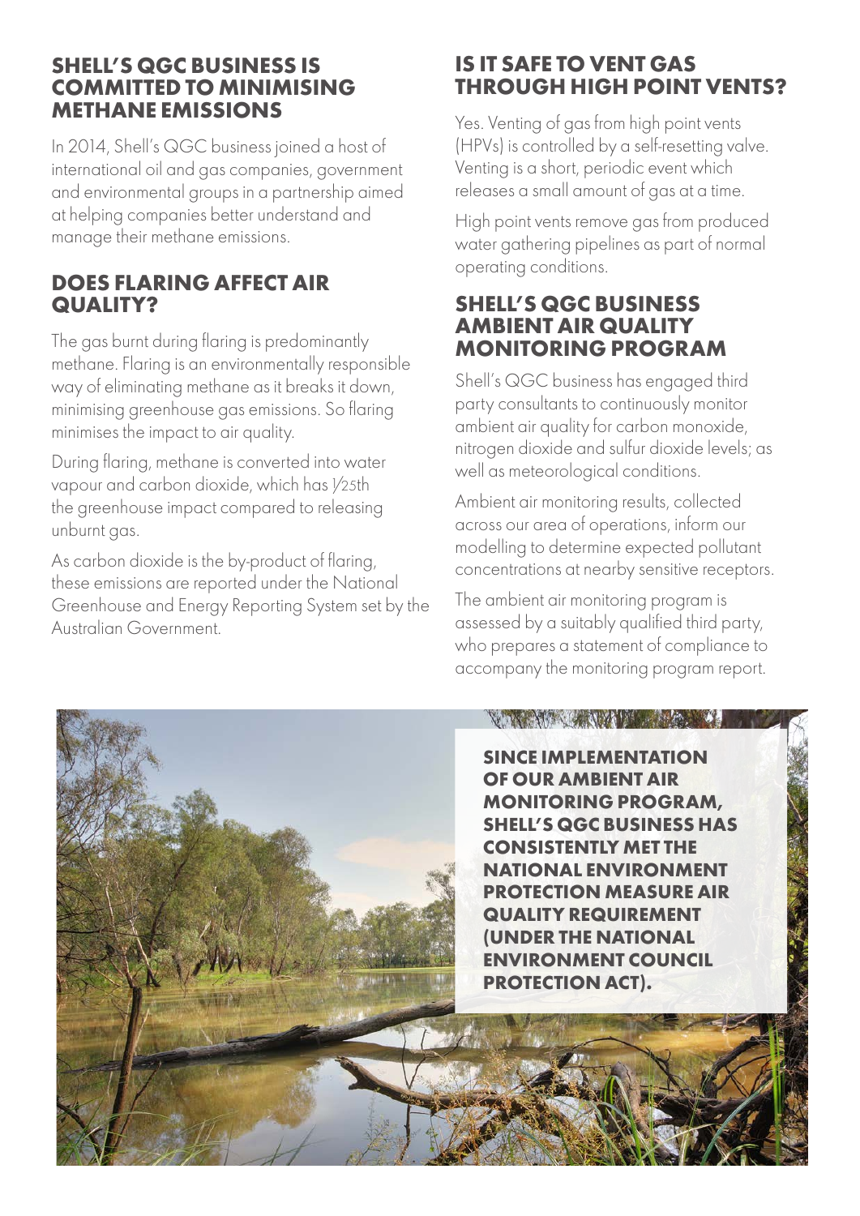## SHELL'S QGC BUSINESS IS COMMITTED TO MINIMISING METHANE EMISSIONS

In 2014, Shell's QGC business joined a host of international oil and gas companies, government and environmental groups in a partnership aimed at helping companies better understand and manage their methane emissions.

## DOES FLARING AFFECT AIR QUALITY?

The gas burnt during flaring is predominantly methane. Flaring is an environmentally responsible way of eliminating methane as it breaks it down, minimising greenhouse gas emissions. So flaring minimises the impact to air quality.

During flaring, methane is converted into water vapour and carbon dioxide, which has 1/25th the greenhouse impact compared to releasing unburnt gas.

As carbon dioxide is the by-product of flaring, these emissions are reported under the National Greenhouse and Energy Reporting System set by the Australian Government.

## IS IT SAFE TO VENT GAS THROUGH HIGH POINT VENTS?

Yes. Venting of gas from high point vents (HPVs) is controlled by a self-resetting valve. Venting is a short, periodic event which releases a small amount of gas at a time.

High point vents remove gas from produced water gathering pipelines as part of normal operating conditions.

## SHELL'S QGC BUSINESS AMBIENT AIR QUALITY MONITORING PROGRAM

Shell's QGC business has engaged third party consultants to continuously monitor ambient air quality for carbon monoxide, nitrogen dioxide and sulfur dioxide levels; as well as meteorological conditions.

Ambient air monitoring results, collected across our area of operations, inform our modelling to determine expected pollutant concentrations at nearby sensitive receptors.

The ambient air monitoring program is assessed by a suitably qualified third party, who prepares a statement of compliance to accompany the monitoring program report.

**SINCE IMPLEMENTATION OF OUR AMBIENT AIR MONITORING PROGRAM, SHELL'S QGC BUSINESS HAS CONSISTENTLY MET THE NATIONAL ENVIRONMENT PROTECTION MEASURE AIR QUALITY REQUIREMENT (UNDER THE NATIONAL ENVIRONMENT COUNCIL PROTECTION ACT).**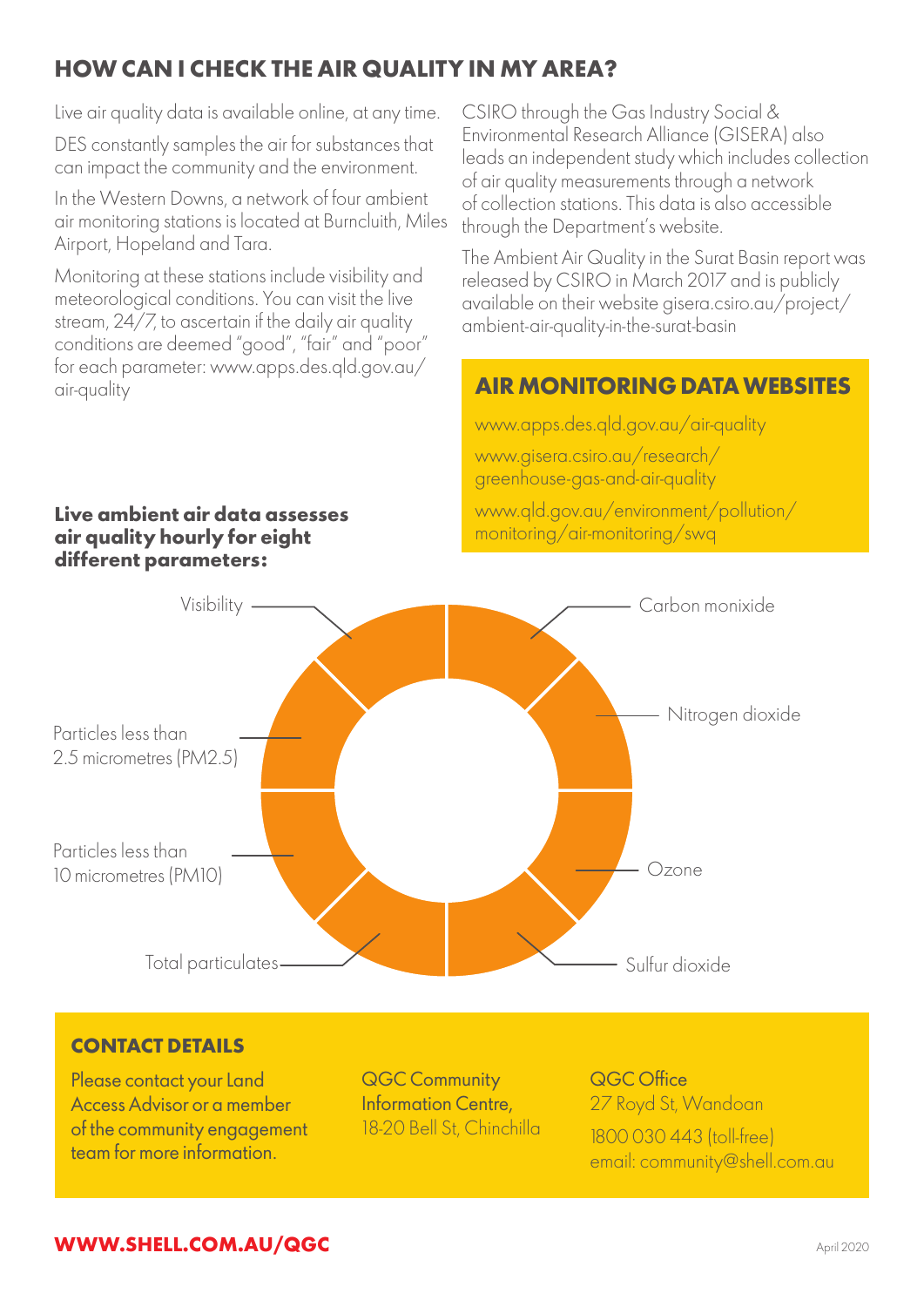## HOW CAN I CHECK THE AIR QUALITY IN MY AREA?

Live air quality data is available online, at any time.

DES constantly samples the air for substances that can impact the community and the environment.

In the Western Downs, a network of four ambient air monitoring stations is located at Burncluith, Miles Airport, Hopeland and Tara.

Monitoring at these stations include visibility and meteorological conditions. You can visit the live stream, 24/7, to ascertain if the daily air quality conditions are deemed "good", "fair" and "poor" for each parameter: www.apps.des.qld.gov.au/air-quality

CSIRO through the Gas Industry Social & Environmental Research Alliance (GISERA) also leads an independent study which includes collection of air quality measurements through a network of collection stations. This data is also accessible through the Department's website.

The Ambient Air Quality in the Surat Basin report was released by CSIRO in March 2017 and is publicly available on their website gisera.csiro.au/project/ambient-air-quality-in-the-surat-basin

### AIR MONITORING DATA WEBSITES

www.apps.des.qld.gov.au/air-quality

www.gisera.csiro.au/research/greenhouse-gas-and-air-quality

www.qld.gov.au/environment/pollution/monitoring/air-monitoring/swq

**Live ambient air data assesses air quality hourly for eight different parameters:**

Visibility
Carbon monixide
Nitrogen dioxide
Ozone
Sulfur dioxide
Total particulates
Particles less than 10 micrometres (PM10)
Particles less than 2.5 micrometres (PM2.5)

### CONTACT DETAILS

Please contact your Land Access Advisor or a member of the community engagement team for more information.

QGC Community Information Centre,
18-20 Bell St, Chinchilla

QGC Office
27 Royd St, Wandoan
1800 030 443 (toll-free)
email: community@shell.com.au

**WWW.SHELL.COM.AU/QGC**

April 2020